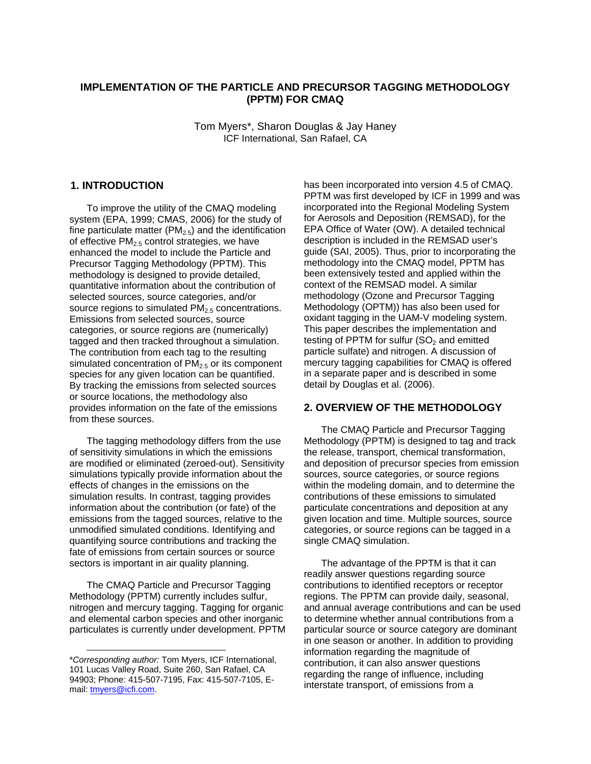# IMPLEMENTATION OF THE PARTICLE AND PRECURSOR TAGGING METHODOLOGY (PPTM) FOR CMAQ

Tom Myers*, Sharon Douglas & Jay Haney
ICF International, San Rafael, CA

## 1. INTRODUCTION

To improve the utility of the CMAQ modeling system (EPA, 1999; CMAS, 2006) for the study of fine particulate matter ($PM_{2.5}$) and the identification of effective $PM_{2.5}$ control strategies, we have enhanced the model to include the Particle and Precursor Tagging Methodology (PPTM). This methodology is designed to provide detailed, quantitative information about the contribution of selected sources, source categories, and/or source regions to simulated $PM_{2.5}$ concentrations. Emissions from selected sources, source categories, or source regions are (numerically) tagged and then tracked throughout a simulation. The contribution from each tag to the resulting simulated concentration of $PM_{2.5}$ or its component species for any given location can be quantified. By tracking the emissions from selected sources or source locations, the methodology also provides information on the fate of the emissions from these sources.

The tagging methodology differs from the use of sensitivity simulations in which the emissions are modified or eliminated (zeroed-out). Sensitivity simulations typically provide information about the effects of changes in the emissions on the simulation results. In contrast, tagging provides information about the contribution (or fate) of the emissions from the tagged sources, relative to the unmodified simulated conditions. Identifying and quantifying source contributions and tracking the fate of emissions from certain sources or source sectors is important in air quality planning.

The CMAQ Particle and Precursor Tagging Methodology (PPTM) currently includes sulfur, nitrogen and mercury tagging. Tagging for organic and elemental carbon species and other inorganic particulates is currently under development. PPTM has been incorporated into version 4.5 of CMAQ. PPTM was first developed by ICF in 1999 and was incorporated into the Regional Modeling System for Aerosols and Deposition (REMSAD), for the EPA Office of Water (OW). A detailed technical description is included in the REMSAD user's guide (SAI, 2005). Thus, prior to incorporating the methodology into the CMAQ model, PPTM has been extensively tested and applied within the context of the REMSAD model. A similar methodology (Ozone and Precursor Tagging Methodology (OPTM)) has also been used for oxidant tagging in the UAM-V modeling system. This paper describes the implementation and testing of PPTM for sulfur ($SO_2$ and emitted particle sulfate) and nitrogen. A discussion of mercury tagging capabilities for CMAQ is offered in a separate paper and is described in some detail by Douglas et al. (2006).

## 2. OVERVIEW OF THE METHODOLOGY

The CMAQ Particle and Precursor Tagging Methodology (PPTM) is designed to tag and track the release, transport, chemical transformation, and deposition of precursor species from emission sources, source categories, or source regions within the modeling domain, and to determine the contributions of these emissions to simulated particulate concentrations and deposition at any given location and time. Multiple sources, source categories, or source regions can be tagged in a single CMAQ simulation.

The advantage of the PPTM is that it can readily answer questions regarding source contributions to identified receptors or receptor regions. The PPTM can provide daily, seasonal, and annual average contributions and can be used to determine whether annual contributions from a particular source or source category are dominant in one season or another. In addition to providing information regarding the magnitude of contribution, it can also answer questions regarding the range of influence, including interstate transport, of emissions from a

---

\**Corresponding author:* Tom Myers, ICF International, 101 Lucas Valley Road, Suite 260, San Rafael, CA 94903; Phone: 415-507-7195, Fax: 415-507-7105, E-mail: tmyers@icfi.com.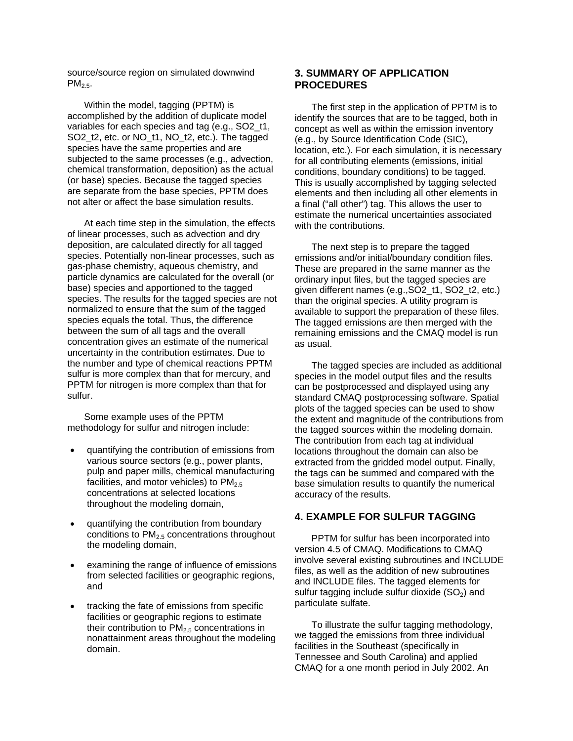source/source region on simulated downwind $PM_{2.5}$.

Within the model, tagging (PPTM) is accomplished by the addition of duplicate model variables for each species and tag (e.g., SO2_t1, SO2_t2, etc. or NO_t1, NO_t2, etc.). The tagged species have the same properties and are subjected to the same processes (e.g., advection, chemical transformation, deposition) as the actual (or base) species. Because the tagged species are separate from the base species, PPTM does not alter or affect the base simulation results.

At each time step in the simulation, the effects of linear processes, such as advection and dry deposition, are calculated directly for all tagged species. Potentially non-linear processes, such as gas-phase chemistry, aqueous chemistry, and particle dynamics are calculated for the overall (or base) species and apportioned to the tagged species. The results for the tagged species are not normalized to ensure that the sum of the tagged species equals the total. Thus, the difference between the sum of all tags and the overall concentration gives an estimate of the numerical uncertainty in the contribution estimates. Due to the number and type of chemical reactions PPTM sulfur is more complex than that for mercury, and PPTM for nitrogen is more complex than that for sulfur.

Some example uses of the PPTM methodology for sulfur and nitrogen include:

- quantifying the contribution of emissions from various source sectors (e.g., power plants, pulp and paper mills, chemical manufacturing facilities, and motor vehicles) to $PM_{2.5}$ concentrations at selected locations throughout the modeling domain,
- quantifying the contribution from boundary conditions to $PM_{2.5}$ concentrations throughout the modeling domain,
- examining the range of influence of emissions from selected facilities or geographic regions, and
- tracking the fate of emissions from specific facilities or geographic regions to estimate their contribution to $PM_{2.5}$ concentrations in nonattainment areas throughout the modeling domain.

## 3. SUMMARY OF APPLICATION PROCEDURES

The first step in the application of PPTM is to identify the sources that are to be tagged, both in concept as well as within the emission inventory (e.g., by Source Identification Code (SIC), location, etc.). For each simulation, it is necessary for all contributing elements (emissions, initial conditions, boundary conditions) to be tagged. This is usually accomplished by tagging selected elements and then including all other elements in a final ("all other") tag. This allows the user to estimate the numerical uncertainties associated with the contributions.

The next step is to prepare the tagged emissions and/or initial/boundary condition files. These are prepared in the same manner as the ordinary input files, but the tagged species are given different names (e.g.,SO2_t1, SO2_t2, etc.) than the original species. A utility program is available to support the preparation of these files. The tagged emissions are then merged with the remaining emissions and the CMAQ model is run as usual.

The tagged species are included as additional species in the model output files and the results can be postprocessed and displayed using any standard CMAQ postprocessing software. Spatial plots of the tagged species can be used to show the extent and magnitude of the contributions from the tagged sources within the modeling domain. The contribution from each tag at individual locations throughout the domain can also be extracted from the gridded model output. Finally, the tags can be summed and compared with the base simulation results to quantify the numerical accuracy of the results.

## 4. EXAMPLE FOR SULFUR TAGGING

PPTM for sulfur has been incorporated into version 4.5 of CMAQ. Modifications to CMAQ involve several existing subroutines and INCLUDE files, as well as the addition of new subroutines and INCLUDE files. The tagged elements for sulfur tagging include sulfur dioxide ($SO_2$) and particulate sulfate.

To illustrate the sulfur tagging methodology, we tagged the emissions from three individual facilities in the Southeast (specifically in Tennessee and South Carolina) and applied CMAQ for a one month period in July 2002. An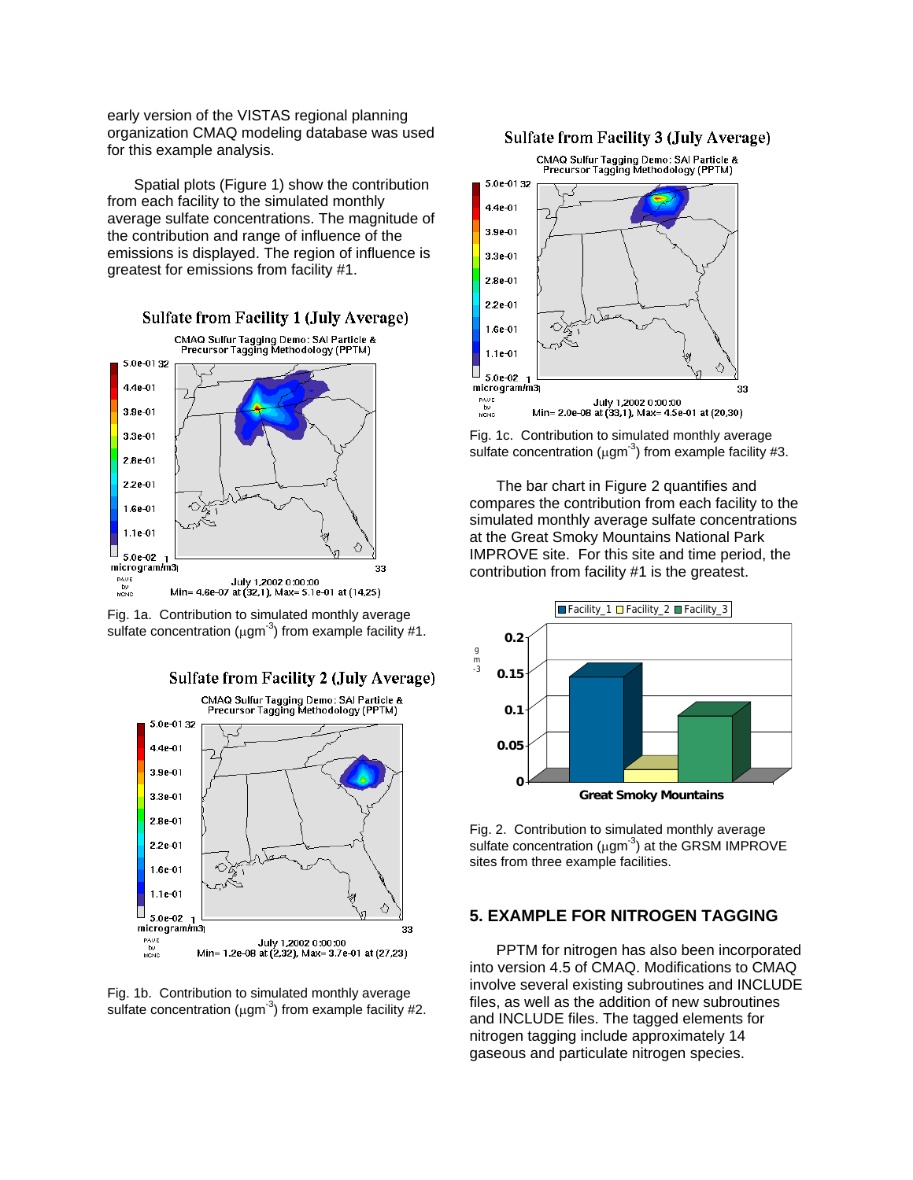early version of the VISTAS regional planning organization CMAQ modeling database was used for this example analysis.

Spatial plots (Figure 1) show the contribution from each facility to the simulated monthly average sulfate concentrations. The magnitude of the contribution and range of influence of the emissions is displayed. The region of influence is greatest for emissions from facility #1.

Fig. 1a. Contribution to simulated monthly average sulfate concentration ($\mu gm^{-3}$) from example facility #1.

Fig. 1b. Contribution to simulated monthly average sulfate concentration ($\mu gm^{-3}$) from example facility #2.

Fig. 1c. Contribution to simulated monthly average sulfate concentration ($\mu gm^{-3}$) from example facility #3.

The bar chart in Figure 2 quantifies and compares the contribution from each facility to the simulated monthly average sulfate concentrations at the Great Smoky Mountains National Park IMPROVE site. For this site and time period, the contribution from facility #1 is the greatest.

Fig. 2. Contribution to simulated monthly average sulfate concentration ($\mu gm^{-3}$) at the GRSM IMPROVE sites from three example facilities.

## 5. EXAMPLE FOR NITROGEN TAGGING

PPTM for nitrogen has also been incorporated into version 4.5 of CMAQ. Modifications to CMAQ involve several existing subroutines and INCLUDE files, as well as the addition of new subroutines and INCLUDE files. The tagged elements for nitrogen tagging include approximately 14 gaseous and particulate nitrogen species.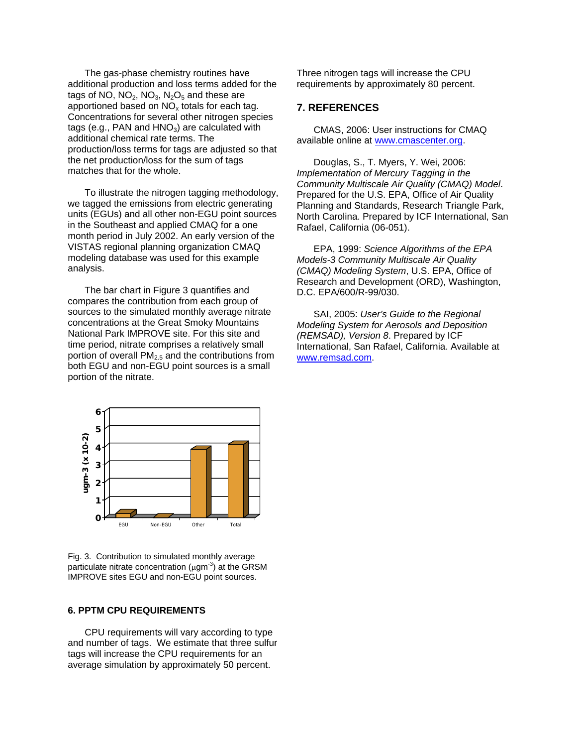The gas-phase chemistry routines have additional production and loss terms added for the tags of NO, $NO_2$, $NO_3$, $N_2O_5$ and these are apportioned based on $NO_x$ totals for each tag. Concentrations for several other nitrogen species tags (e.g., PAN and $HNO_3$) are calculated with additional chemical rate terms. The production/loss terms for tags are adjusted so that the net production/loss for the sum of tags matches that for the whole.

To illustrate the nitrogen tagging methodology, we tagged the emissions from electric generating units (EGUs) and all other non-EGU point sources in the Southeast and applied CMAQ for a one month period in July 2002. An early version of the VISTAS regional planning organization CMAQ modeling database was used for this example analysis.

The bar chart in Figure 3 quantifies and compares the contribution from each group of sources to the simulated monthly average nitrate concentrations at the Great Smoky Mountains National Park IMPROVE site. For this site and time period, nitrate comprises a relatively small portion of overall $PM_{2.5}$ and the contributions from both EGU and non-EGU point sources is a small portion of the nitrate.

ugm-3 (x 10-2)
0
1
2
3
4
5
6
EGU
Non-EGU
Other
Total

Fig. 3. Contribution to simulated monthly average particulate nitrate concentration ($\mu gm^{-3}$) at the GRSM IMPROVE sites EGU and non-EGU point sources.

## 6. PPTM CPU REQUIREMENTS

CPU requirements will vary according to type and number of tags. We estimate that three sulfur tags will increase the CPU requirements for an average simulation by approximately 50 percent. Three nitrogen tags will increase the CPU requirements by approximately 80 percent.

## 7. REFERENCES

CMAS, 2006: User instructions for CMAQ available online at www.cmascenter.org.

Douglas, S., T. Myers, Y. Wei, 2006: *Implementation of Mercury Tagging in the Community Multiscale Air Quality (CMAQ) Model*. Prepared for the U.S. EPA, Office of Air Quality Planning and Standards, Research Triangle Park, North Carolina. Prepared by ICF International, San Rafael, California (06-051).

EPA, 1999: *Science Algorithms of the EPA Models-3 Community Multiscale Air Quality (CMAQ) Modeling System*, U.S. EPA, Office of Research and Development (ORD), Washington, D.C. EPA/600/R-99/030.

SAI, 2005: *User's Guide to the Regional Modeling System for Aerosols and Deposition (REMSAD), Version 8*. Prepared by ICF International, San Rafael, California. Available at www.remsad.com.